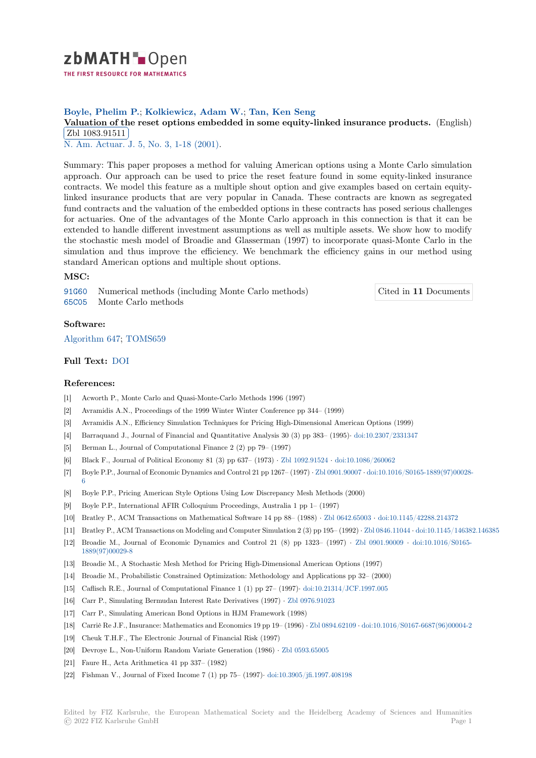# zbMATH Open

THE FIRST RESOURCE FOR MATHEMATICS

**Boyle, Phelim P.; Kolkiewicz, Adam W.; Tan, Ken Seng**

**Valuation of the reset options embedded in some equity-linked insurance products.** (English)

Zbl 1083.91511

N. Am. Actuar. J. 5, No. 3, 1-18 (2001).

Summary: This paper proposes a method for valuing American options using a Monte Carlo simulation approach. Our approach can be used to price the reset feature found in some equity-linked insurance contracts. We model this feature as a multiple shout option and give examples based on certain equity-linked insurance products that are very popular in Canada. These contracts are known as segregated fund contracts and the valuation of the embedded options in these contracts has posed serious challenges for actuaries. One of the advantages of the Monte Carlo approach in this connection is that it can be extended to handle different investment assumptions as well as multiple assets. We show how to modify the stochastic mesh model of Broadie and Glasserman (1997) to incorporate quasi-Monte Carlo in the simulation and thus improve the efficiency. We benchmark the efficiency gains in our method using standard American options and multiple shout options.

## MSC:

91G60 Numerical methods (including Monte Carlo methods)

65C05 Monte Carlo methods

Cited in **11** Documents

## Software:

Algorithm 647; TOMS659

## Full Text: DOI

## References:

[1] Acworth P., Monte Carlo and Quasi-Monte-Carlo Methods 1996 (1997)

[2] Avramidis A.N., Proceedings of the 1999 Winter Winter Conference pp 344– (1999)

[3] Avramidis A.N., Efficiency Simulation Techniques for Pricing High-Dimensional American Options (1999)

[4] Barraquand J., Journal of Financial and Quantitative Analysis 30 (3) pp 383– (1995)· doi:10.2307/2331347

[5] Berman L., Journal of Computational Finance 2 (2) pp 79– (1997)

[6] Black F., Journal of Political Economy 81 (3) pp 637– (1973) · Zbl 1092.91524 · doi:10.1086/260062

[7] Boyle P.P., Journal of Economic Dynamics and Control 21 pp 1267– (1997) · Zbl 0901.90007 · doi:10.1016/S0165-1889(97)00028-6

[8] Boyle P.P., Pricing American Style Options Using Low Discrepancy Mesh Methods (2000)

[9] Boyle P.P., International AFIR Colloquium Proceedings, Australia 1 pp 1– (1997)

[10] Bratley P., ACM Transactions on Mathematical Software 14 pp 88– (1988) · Zbl 0642.65003 · doi:10.1145/42288.214372

[11] Bratley P., ACM Transactions on Modeling and Computer Simulation 2 (3) pp 195– (1992) · Zbl 0846.11044 · doi:10.1145/146382.146385

[12] Broadie M., Journal of Economic Dynamics and Control 21 (8) pp 1323– (1997) · Zbl 0901.90009 · doi:10.1016/S0165-1889(97)00029-8

[13] Broadie M., A Stochastic Mesh Method for Pricing High-Dimensional American Options (1997)

[14] Broadie M., Probabilistic Constrained Optimization: Methodology and Applications pp 32– (2000)

[15] Caflisch R.E., Journal of Computational Finance 1 (1) pp 27– (1997)· doi:10.21314/JCF.1997.005

[16] Carr P., Simulating Bermudan Interest Rate Derivatives (1997) · Zbl 0976.91023

[17] Carr P., Simulating American Bond Options in HJM Framework (1998)

[18] Carriè Re J.F., Insurance: Mathematics and Economics 19 pp 19– (1996) · Zbl 0894.62109 · doi:10.1016/S0167-6687(96)00004-2

[19] Cheuk T.H.F., The Electronic Journal of Financial Risk (1997)

[20] Devroye L., Non-Uniform Random Variate Generation (1986) · Zbl 0593.65005

[21] Faure H., Acta Arithmetica 41 pp 337– (1982)

[22] Fishman V., Journal of Fixed Income 7 (1) pp 75– (1997)· doi:10.3905/jfi.1997.408198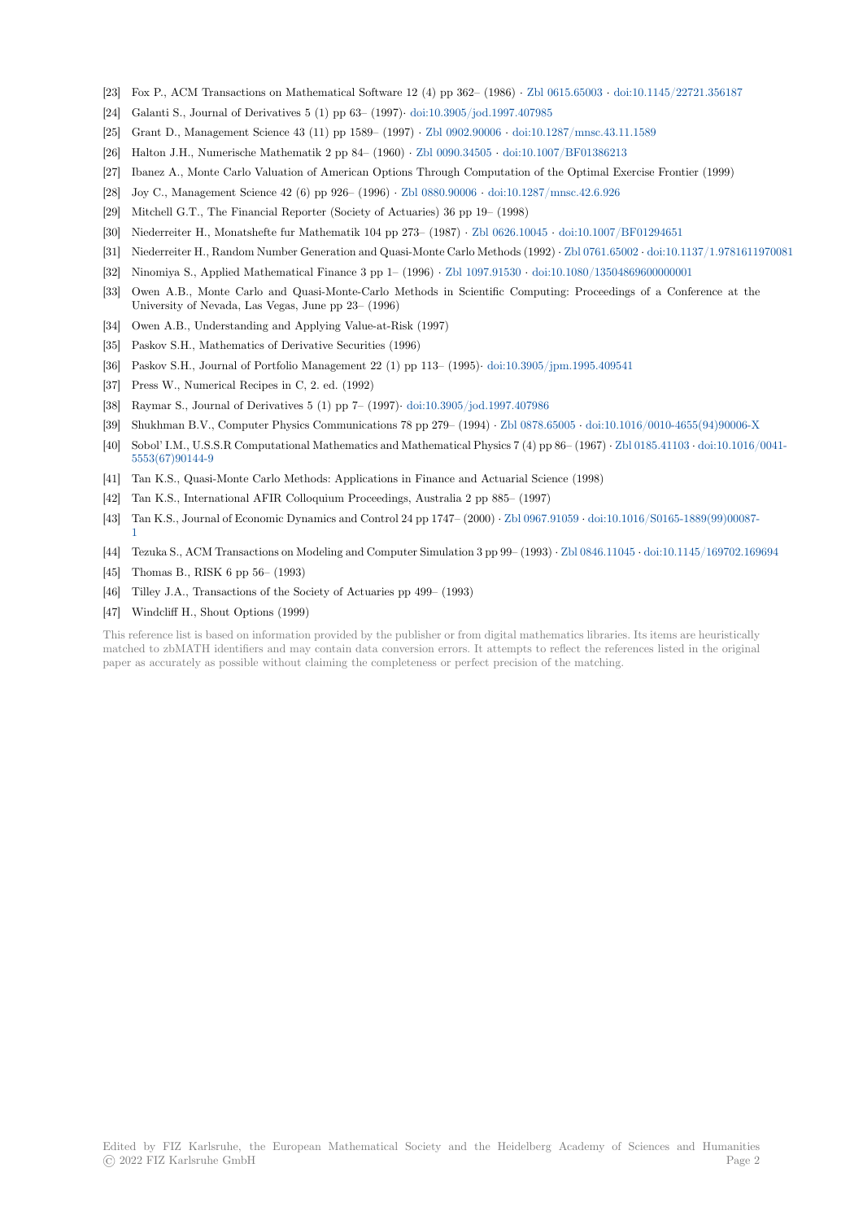[23] Fox P., ACM Transactions on Mathematical Software 12 (4) pp 362– (1986) · Zbl 0615.65003 · doi:10.1145/22721.356187

[24] Galanti S., Journal of Derivatives 5 (1) pp 63– (1997)· doi:10.3905/jod.1997.407985

[25] Grant D., Management Science 43 (11) pp 1589– (1997) · Zbl 0902.90006 · doi:10.1287/mnsc.43.11.1589

[26] Halton J.H., Numerische Mathematik 2 pp 84– (1960) · Zbl 0090.34505 · doi:10.1007/BF01386213

[27] Ibanez A., Monte Carlo Valuation of American Options Through Computation of the Optimal Exercise Frontier (1999)

[28] Joy C., Management Science 42 (6) pp 926– (1996) · Zbl 0880.90006 · doi:10.1287/mnsc.42.6.926

[29] Mitchell G.T., The Financial Reporter (Society of Actuaries) 36 pp 19– (1998)

[30] Niederreiter H., Monatshefte fur Mathematik 104 pp 273– (1987) · Zbl 0626.10045 · doi:10.1007/BF01294651

[31] Niederreiter H., Random Number Generation and Quasi-Monte Carlo Methods (1992) · Zbl 0761.65002 · doi:10.1137/1.9781611970081

[32] Ninomiya S., Applied Mathematical Finance 3 pp 1– (1996) · Zbl 1097.91530 · doi:10.1080/13504869600000001

[33] Owen A.B., Monte Carlo and Quasi-Monte-Carlo Methods in Scientific Computing: Proceedings of a Conference at the University of Nevada, Las Vegas, June pp 23– (1996)

[34] Owen A.B., Understanding and Applying Value-at-Risk (1997)

[35] Paskov S.H., Mathematics of Derivative Securities (1996)

[36] Paskov S.H., Journal of Portfolio Management 22 (1) pp 113– (1995)· doi:10.3905/jpm.1995.409541

[37] Press W., Numerical Recipes in C, 2. ed. (1992)

[38] Raymar S., Journal of Derivatives 5 (1) pp 7– (1997)· doi:10.3905/jod.1997.407986

[39] Shukhman B.V., Computer Physics Communications 78 pp 279– (1994) · Zbl 0878.65005 · doi:10.1016/0010-4655(94)90006-X

[40] Sobol' I.M., U.S.S.R Computational Mathematics and Mathematical Physics 7 (4) pp 86– (1967) · Zbl 0185.41103 · doi:10.1016/0041-5553(67)90144-9

[41] Tan K.S., Quasi-Monte Carlo Methods: Applications in Finance and Actuarial Science (1998)

[42] Tan K.S., International AFIR Colloquium Proceedings, Australia 2 pp 885– (1997)

[43] Tan K.S., Journal of Economic Dynamics and Control 24 pp 1747– (2000) · Zbl 0967.91059 · doi:10.1016/S0165-1889(99)00087-1

[44] Tezuka S., ACM Transactions on Modeling and Computer Simulation 3 pp 99– (1993) · Zbl 0846.11045 · doi:10.1145/169702.169694

[45] Thomas B., RISK 6 pp 56– (1993)

[46] Tilley J.A., Transactions of the Society of Actuaries pp 499– (1993)

[47] Windcliff H., Shout Options (1999)

This reference list is based on information provided by the publisher or from digital mathematics libraries. Its items are heuristically matched to zbMATH identifiers and may contain data conversion errors. It attempts to reflect the references listed in the original paper as accurately as possible without claiming the completeness or perfect precision of the matching.